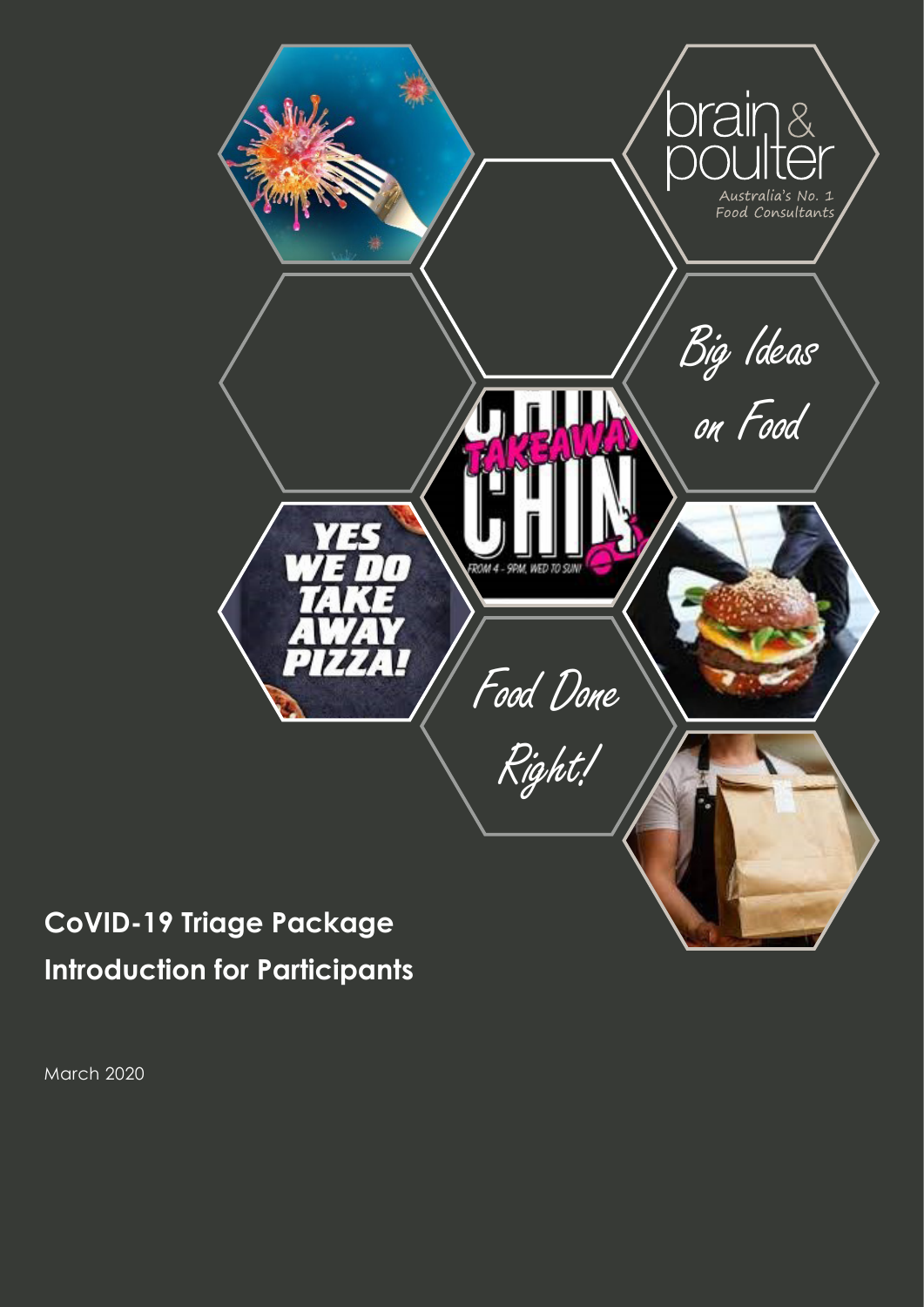brain & poulter

Australia's No. 1 Food Consultants

Big Ideas on Food

Food Done Right!

# CoVID-19 Triage Package

# Introduction for Participants

March 2020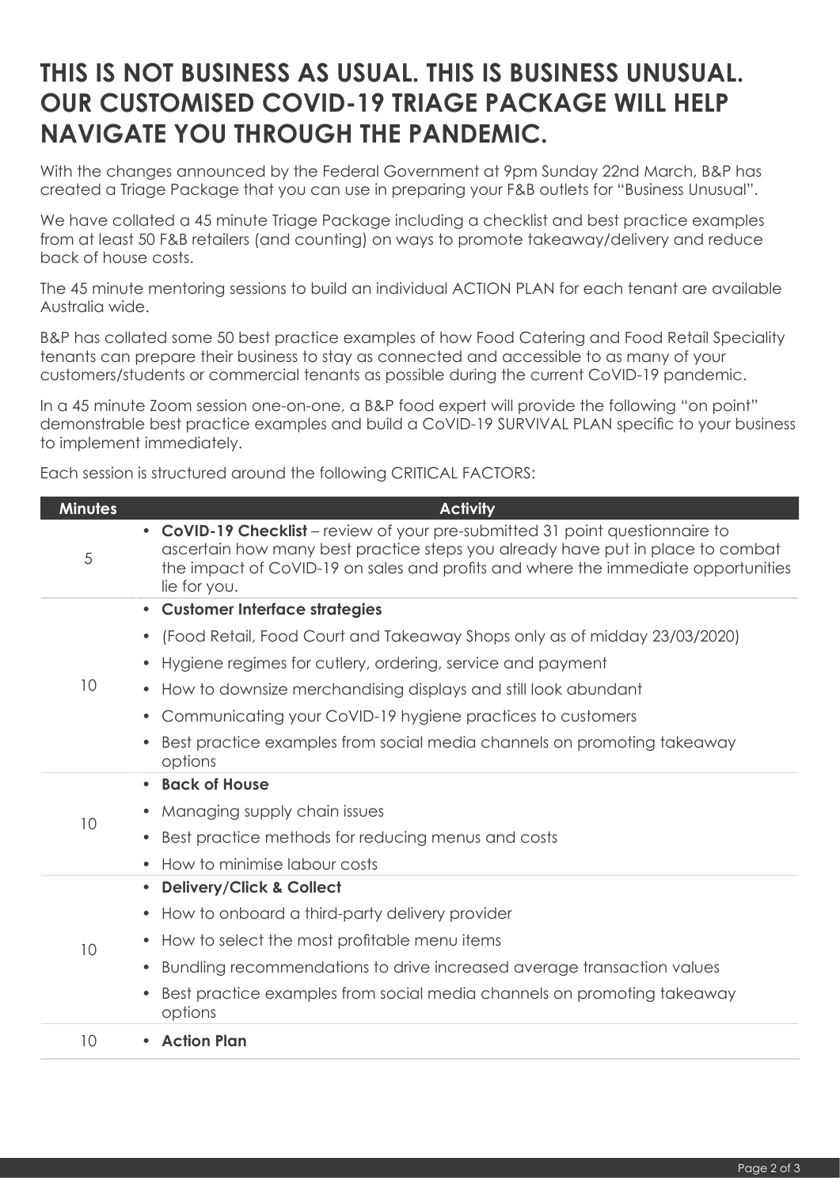# THIS IS NOT BUSINESS AS USUAL. THIS IS BUSINESS UNUSUAL. OUR CUSTOMISED COVID-19 TRIAGE PACKAGE WILL HELP NAVIGATE YOU THROUGH THE PANDEMIC.

With the changes announced by the Federal Government at 9pm Sunday 22nd March, B&P has created a Triage Package that you can use in preparing your F&B outlets for "Business Unusual".

We have collated a 45 minute Triage Package including a checklist and best practice examples from at least 50 F&B retailers (and counting) on ways to promote takeaway/delivery and reduce back of house costs.

The 45 minute mentoring sessions to build an individual ACTION PLAN for each tenant are available Australia wide.

B&P has collated some 50 best practice examples of how Food Catering and Food Retail Speciality tenants can prepare their business to stay as connected and accessible to as many of your customers/students or commercial tenants as possible during the current CoVID-19 pandemic.

In a 45 minute Zoom session one-on-one, a B&P food expert will provide the following "on point" demonstrable best practice examples and build a CoVID-19 SURVIVAL PLAN specific to your business to implement immediately.

Each session is structured around the following CRITICAL FACTORS:

| Minutes | Activity |
|---|---|
| 5 | • **CoVID-19 Checklist** – review of your pre-submitted 31 point questionnaire to ascertain how many best practice steps you already have put in place to combat the impact of CoVID-19 on sales and profits and where the immediate opportunities lie for you. |
| 10 | • **Customer Interface strategies**<br>• (Food Retail, Food Court and Takeaway Shops only as of midday 23/03/2020)<br>• Hygiene regimes for cutlery, ordering, service and payment<br>• How to downsize merchandising displays and still look abundant<br>• Communicating your CoVID-19 hygiene practices to customers<br>• Best practice examples from social media channels on promoting takeaway options |
| 10 | • **Back of House**<br>• Managing supply chain issues<br>• Best practice methods for reducing menus and costs<br>• How to minimise labour costs |
| 10 | • **Delivery/Click & Collect**<br>• How to onboard a third-party delivery provider<br>• How to select the most profitable menu items<br>• Bundling recommendations to drive increased average transaction values<br>• Best practice examples from social media channels on promoting takeaway options |
| 10 | • **Action Plan** |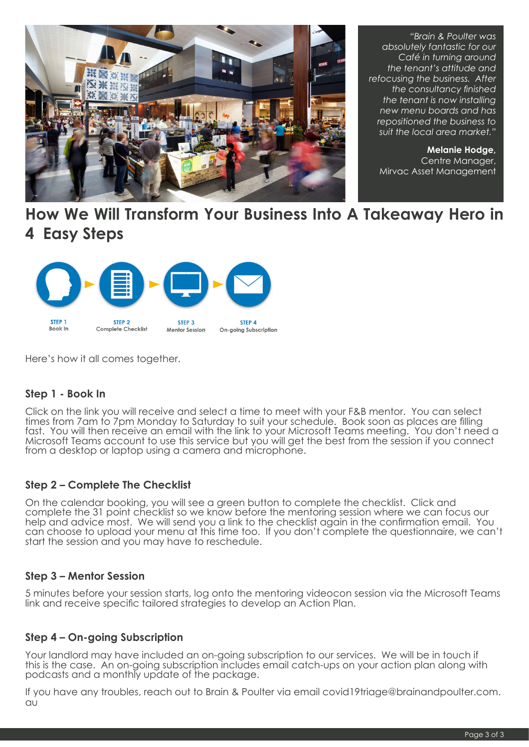*"Brain & Poulter was absolutely fantastic for our Café in turning around the tenant's attitude and refocusing the business. After the consultancy finished the tenant is now installing new menu boards and has repositioned the business to suit the local area market."*

**Melanie Hodge,**
Centre Manager,
Mirvac Asset Management

# How We Will Transform Your Business Into A Takeaway Hero in 4 Easy Steps

STEP 1
Book In

STEP 2
Complete Checklist

STEP 3
Mentor Session

STEP 4
On-going Subscription

Here's how it all comes together.

## Step 1 - Book In

Click on the link you will receive and select a time to meet with your F&B mentor. You can select times from 7am to 7pm Monday to Saturday to suit your schedule. Book soon as places are filling fast. You will then receive an email with the link to your Microsoft Teams meeting. You don't need a Microsoft Teams account to use this service but you will get the best from the session if you connect from a desktop or laptop using a camera and microphone.

## Step 2 – Complete The Checklist

On the calendar booking, you will see a green button to complete the checklist. Click and complete the 31 point checklist so we know before the mentoring session where we can focus our help and advice most. We will send you a link to the checklist again in the confirmation email. You can choose to upload your menu at this time too. If you don't complete the questionnaire, we can't start the session and you may have to reschedule.

## Step 3 – Mentor Session

5 minutes before your session starts, log onto the mentoring videocon session via the Microsoft Teams link and receive specific tailored strategies to develop an Action Plan.

## Step 4 – On-going Subscription

Your landlord may have included an on-going subscription to our services. We will be in touch if this is the case. An on-going subscription includes email catch-ups on your action plan along with podcasts and a monthly update of the package.

If you have any troubles, reach out to Brain & Poulter via email covid19triage@brainandpoulter.com.au